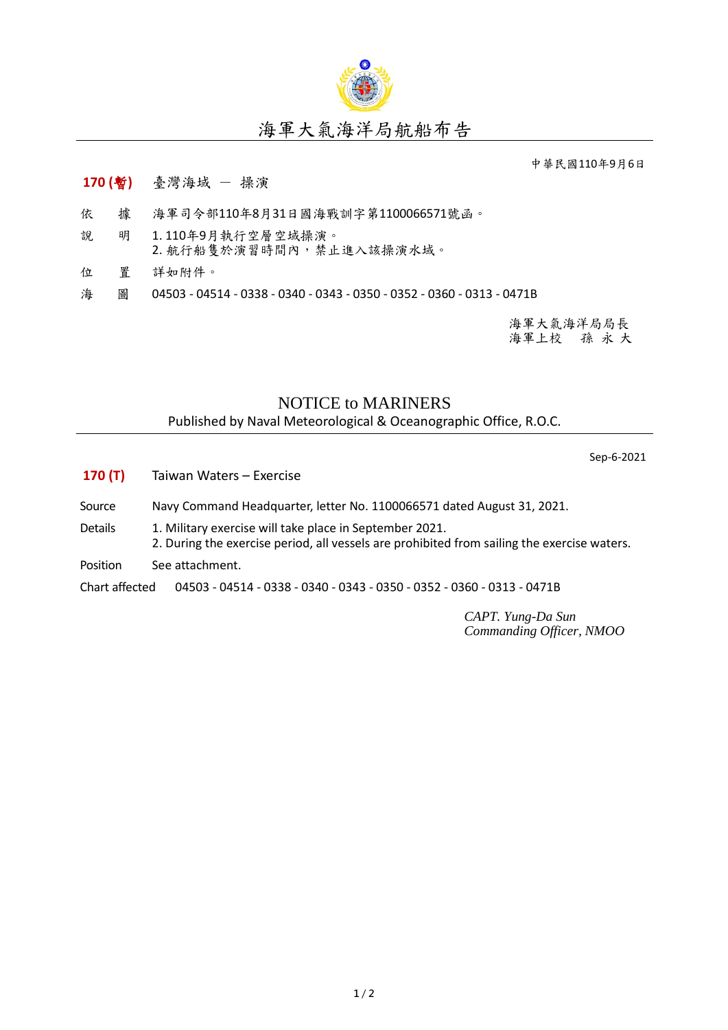# 海軍大氣海洋局航船布告

中華民國110年9月6日

**170 (暫)** 臺灣海域 － 操演

依　　據　海軍司令部110年8月31日國海戰訓字第1100066571號函。

說　　明　1. 110年9月執行空層空域操演。
　　　　　2. 航行船隻於演習時間內，禁止進入該操演水域。

位　　置　詳如附件。

海　　圖　04503 - 04514 - 0338 - 0340 - 0343 - 0350 - 0352 - 0360 - 0313 - 0471B

海軍大氣海洋局局長
海軍上校　孫 永 大

## NOTICE to MARINERS

Published by Naval Meteorological & Oceanographic Office, R.O.C.

Sep-6-2021

**170 (T)** Taiwan Waters – Exercise

Source　Navy Command Headquarter, letter No. 1100066571 dated August 31, 2021.

Details　1. Military exercise will take place in September 2021.
2. During the exercise period, all vessels are prohibited from sailing the exercise waters.

Position　See attachment.

Chart affected　04503 - 04514 - 0338 - 0340 - 0343 - 0350 - 0352 - 0360 - 0313 - 0471B

*CAPT. Yung-Da Sun*
*Commanding Officer, NMOO*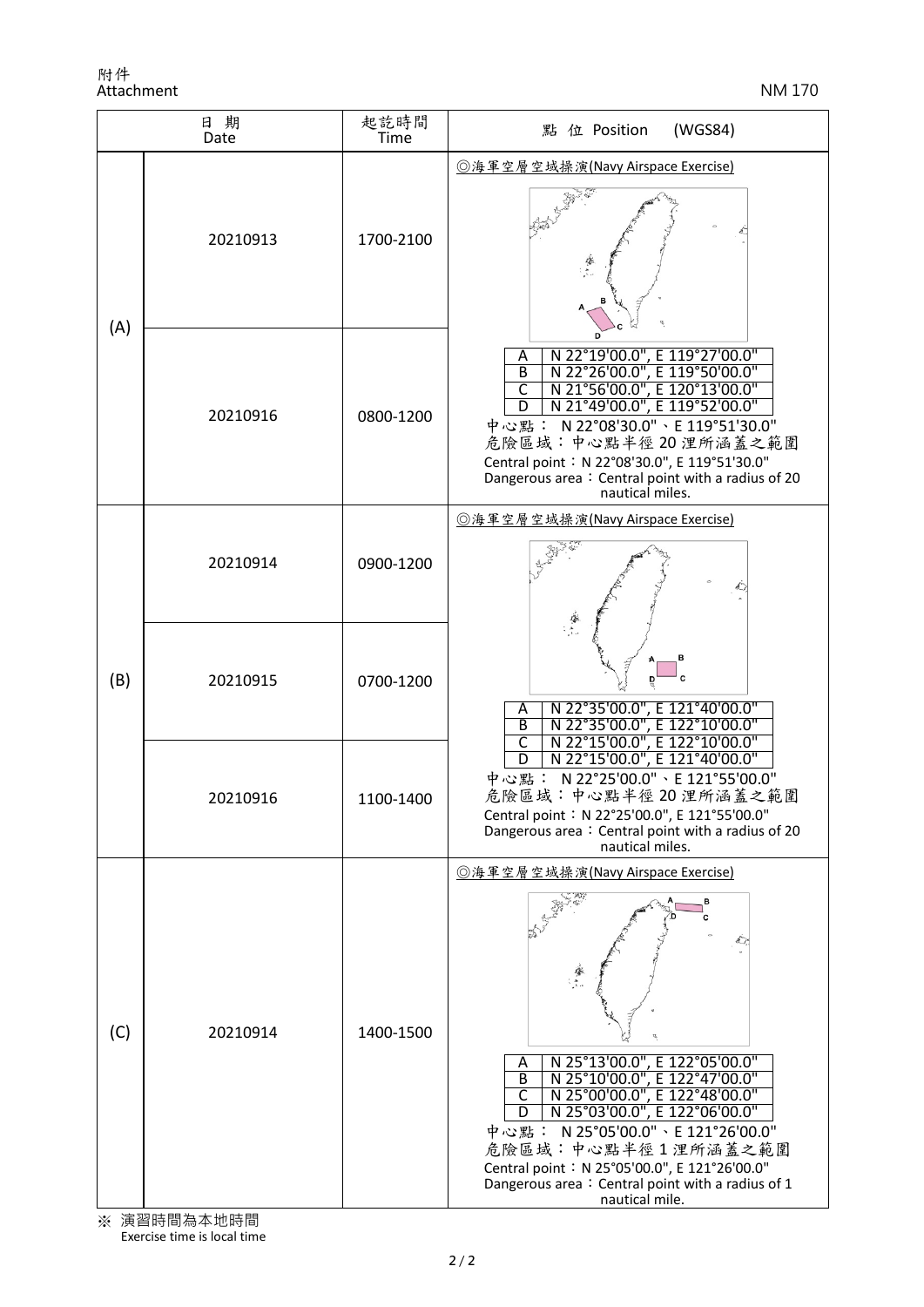附件
Attachment

NM 170

| 日 期 Date | | 起訖時間 Time | 點 位 Position (WGS84) |
|---|---|---|---|
| (A) | 20210913 | 1700-2100 | ◎海軍空層空域操演(Navy Airspace Exercise)<br>A N 22°19'00.0", E 119°27'00.0"<br>B N 22°26'00.0", E 119°50'00.0"<br>C N 21°56'00.0", E 120°13'00.0"<br>D N 21°49'00.0", E 119°52'00.0"<br>中心點： N 22°08'30.0"、E 119°51'30.0"<br>危險區域：中心點半徑 20 浬所涵蓋之範圍<br>Central point：N 22°08'30.0", E 119°51'30.0"<br>Dangerous area：Central point with a radius of 20 nautical miles. |
| | 20210916 | 0800-1200 | |
| (B) | 20210914 | 0900-1200 | ◎海軍空層空域操演(Navy Airspace Exercise)<br>A N 22°35'00.0", E 121°40'00.0"<br>B N 22°35'00.0", E 122°10'00.0"<br>C N 22°15'00.0", E 122°10'00.0"<br>D N 22°15'00.0", E 121°40'00.0"<br>中心點： N 22°25'00.0"、E 121°55'00.0"<br>危險區域：中心點半徑 20 浬所涵蓋之範圍<br>Central point：N 22°25'00.0", E 121°55'00.0"<br>Dangerous area：Central point with a radius of 20 nautical miles. |
| | 20210915 | 0700-1200 | |
| | 20210916 | 1100-1400 | |
| (C) | 20210914 | 1400-1500 | ◎海軍空層空域操演(Navy Airspace Exercise)<br>A N 25°13'00.0", E 122°05'00.0"<br>B N 25°10'00.0", E 122°47'00.0"<br>C N 25°00'00.0", E 122°48'00.0"<br>D N 25°03'00.0", E 122°06'00.0"<br>中心點： N 25°05'00.0"、E 121°26'00.0"<br>危險區域：中心點半徑 1 浬所涵蓋之範圍<br>Central point：N 25°05'00.0", E 121°26'00.0"<br>Dangerous area：Central point with a radius of 1 nautical mile. |

※ 演習時間為本地時間
Exercise time is local time